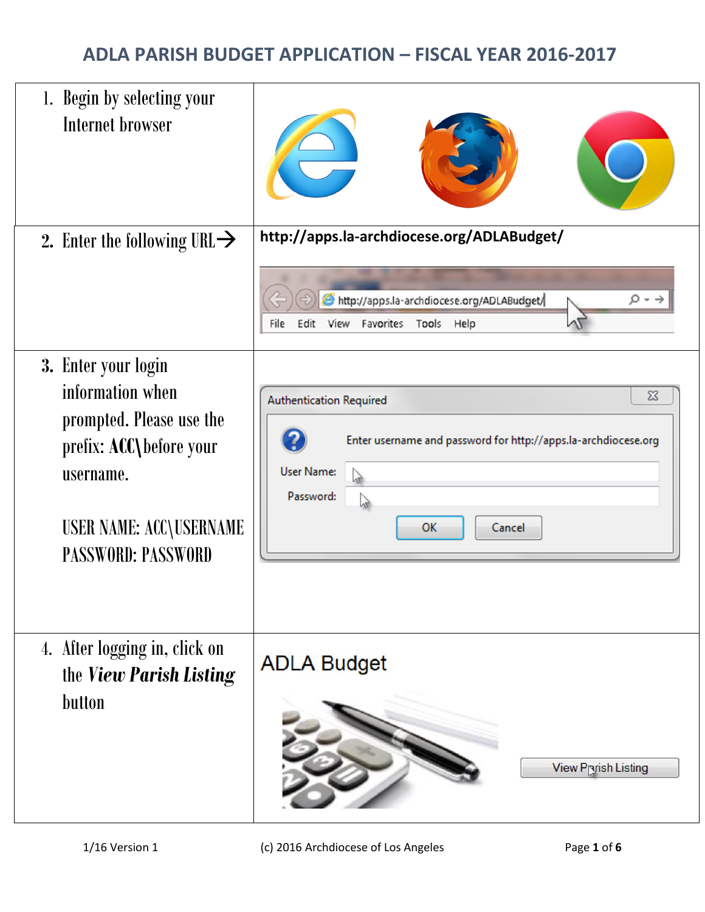# ADLA PARISH BUDGET APPLICATION – FISCAL YEAR 2016-2017

| | |
|---|---|
| 1. Begin by selecting your Internet browser | |
| 2. Enter the following URL→ | **http://apps.la-archdiocese.org/ADLABudget/** |
| 3. Enter your login information when prompted. Please use the prefix: **ACC\\** before your username.<br><br>USER NAME: ACC\USERNAME<br>PASSWORD: PASSWORD | |
| 4. After logging in, click on the ***View Parish Listing*** button | |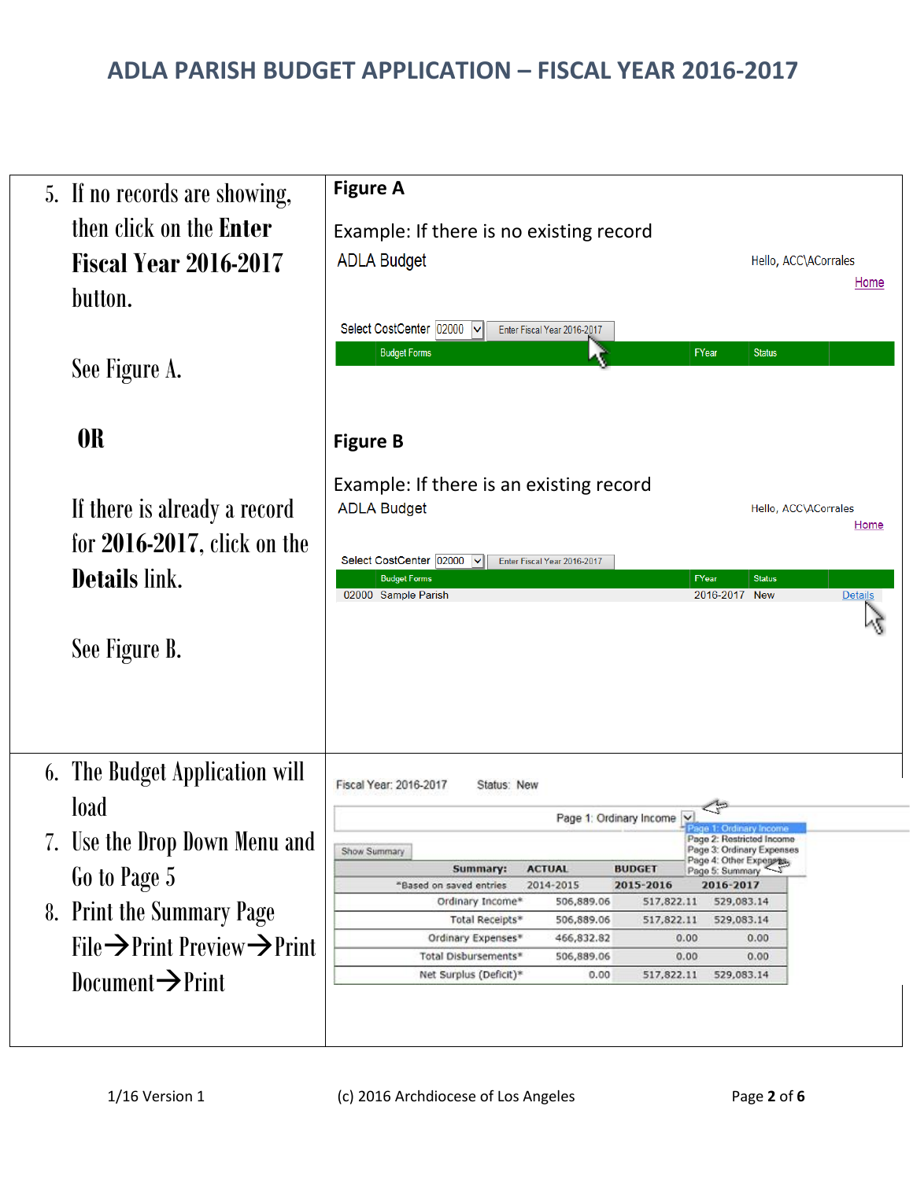# ADLA PARISH BUDGET APPLICATION – FISCAL YEAR 2016-2017

5. If no records are showing, then click on the **Enter Fiscal Year 2016-2017** button.

   See Figure A.

   **OR**

   If there is already a record for **2016-2017**, click on the **Details** link.

   See Figure B.

**Figure A**

Example: If there is no existing record

ADLA Budget

Hello, ACC\ACorrales

Home

Select CostCenter 02000 | Enter Fiscal Year 2016-2017

| Budget Forms | FYear | Status |
|---|---|---|

**Figure B**

Example: If there is an existing record

ADLA Budget

Hello, ACC\ACorrales

Home

Select CostCenter 02000 | Enter Fiscal Year 2016-2017

| | Budget Forms | FYear | Status | |
|---|---|---|---|---|
| 02000 | Sample Parish | 2016-2017 | New | Details |

6. The Budget Application will load
7. Use the Drop Down Menu and Go to Page 5
8. Print the Summary Page File→Print Preview→Print Document→Print

Fiscal Year: 2016-2017 Status: New

Page 1: Ordinary Income

- Page 1: Ordinary Income
- Page 2: Restricted Income
- Page 3: Ordinary Expenses
- Page 4: Other Expenses
- Page 5: Summary

Show Summary

| Summary: | ACTUAL | BUDGET | |
|---|---|---|---|
| *Based on saved entries | 2014-2015 | 2015-2016 | 2016-2017 |
| Ordinary Income* | 506,889.06 | 517,822.11 | 529,083.14 |
| Total Receipts* | 506,889.06 | 517,822.11 | 529,083.14 |
| Ordinary Expenses* | 466,832.82 | 0.00 | 0.00 |
| Total Disbursements* | 506,889.06 | 0.00 | 0.00 |
| Net Surplus (Deficit)* | 0.00 | 517,822.11 | 529,083.14 |

1/16 Version 1 (c) 2016 Archdiocese of Los Angeles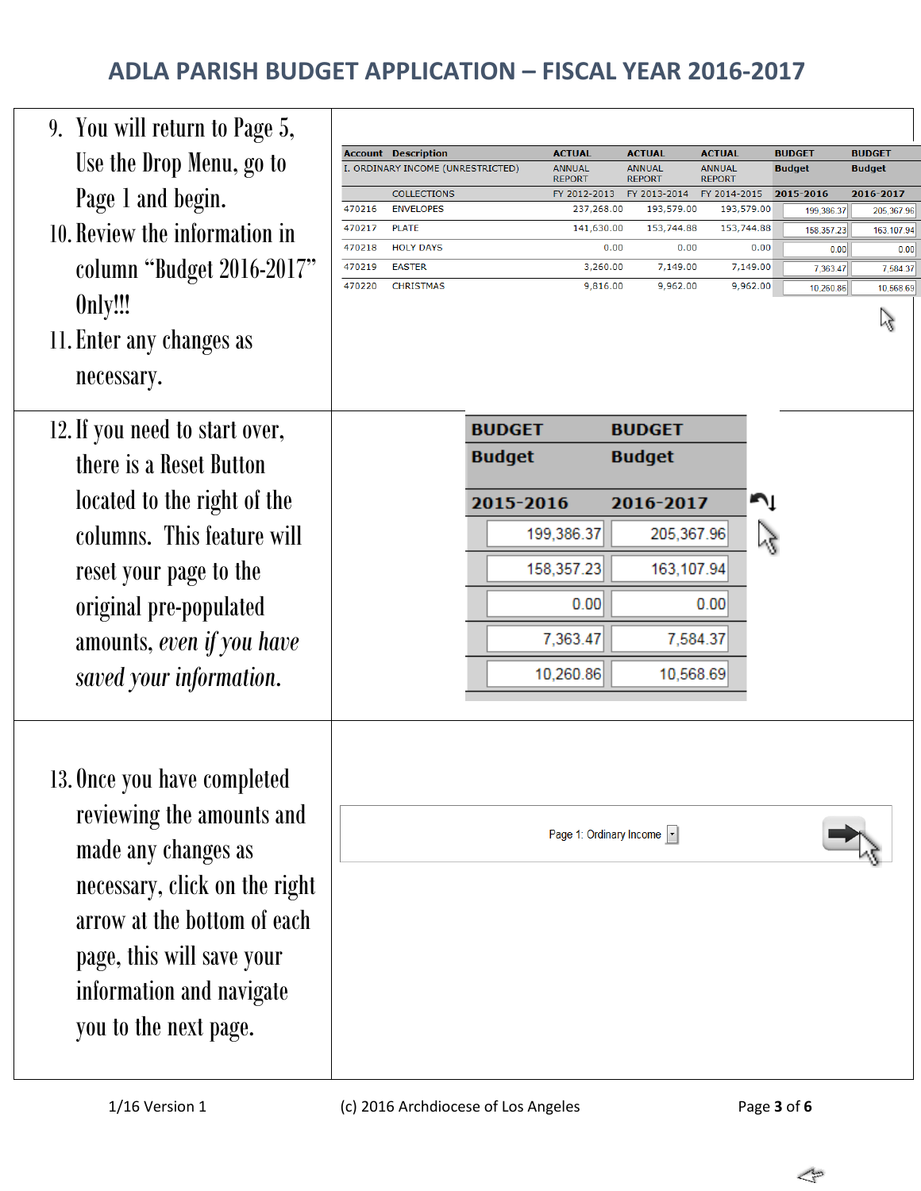# ADLA PARISH BUDGET APPLICATION – FISCAL YEAR 2016-2017

9. You will return to Page 5, Use the Drop Menu, go to Page 1 and begin.
10. Review the information in column "Budget 2016-2017" Only!!!
11. Enter any changes as necessary.

| Account | Description | ACTUAL ANNUAL REPORT | ACTUAL ANNUAL REPORT | ACTUAL ANNUAL REPORT | BUDGET Budget | BUDGET Budget |
|---|---|---|---|---|---|---|
| I. ORDINARY INCOME (UNRESTRICTED) | | | | | | |
| | COLLECTIONS | FY 2012-2013 | FY 2013-2014 | FY 2014-2015 | 2015-2016 | 2016-2017 |
| 470216 | ENVELOPES | 237,268.00 | 193,579.00 | 193,579.00 | 199,386.37 | 205,367.96 |
| 470217 | PLATE | 141,630.00 | 153,744.88 | 153,744.88 | 158,357.23 | 163,107.94 |
| 470218 | HOLY DAYS | 0.00 | 0.00 | 0.00 | 0.00 | 0.00 |
| 470219 | EASTER | 3,260.00 | 7,149.00 | 7,149.00 | 7,363.47 | 7,584.37 |
| 470220 | CHRISTMAS | 9,816.00 | 9,962.00 | 9,962.00 | 10,260.86 | 10,568.69 |

12. If you need to start over, there is a Reset Button located to the right of the columns. This feature will reset your page to the original pre-populated amounts, *even if you have saved your information.*

| BUDGET Budget 2015-2016 | BUDGET Budget 2016-2017 |
|---|---|
| 199,386.37 | 205,367.96 |
| 158,357.23 | 163,107.94 |
| 0.00 | 0.00 |
| 7,363.47 | 7,584.37 |
| 10,260.86 | 10,568.69 |

13. Once you have completed reviewing the amounts and made any changes as necessary, click on the right arrow at the bottom of each page, this will save your information and navigate you to the next page.

Page 1: Ordinary Income

1/16 Version 1 (c) 2016 Archdiocese of Los Angeles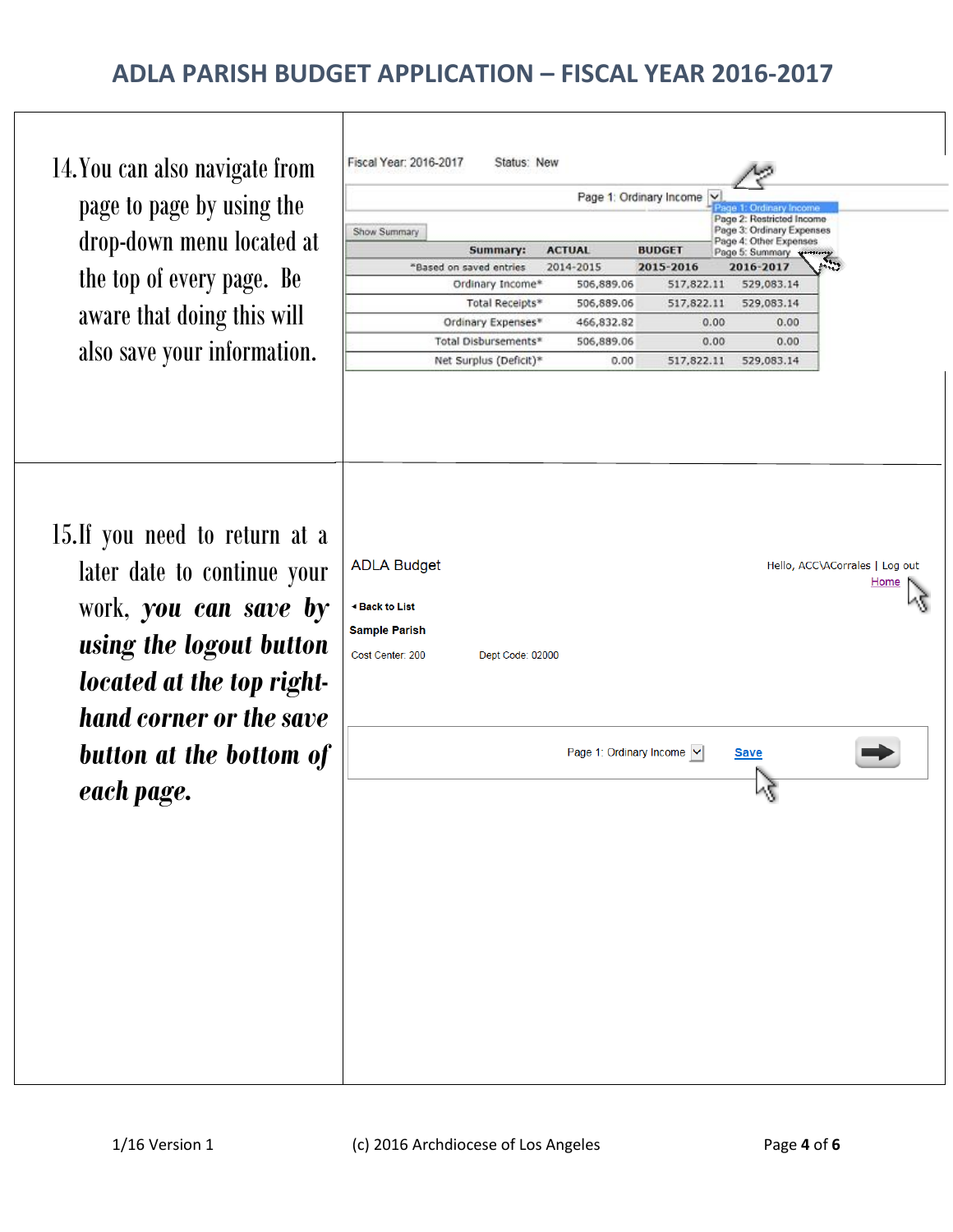# ADLA PARISH BUDGET APPLICATION – FISCAL YEAR 2016-2017

14. You can also navigate from page to page by using the drop-down menu located at the top of every page. Be aware that doing this will also save your information.

Fiscal Year: 2016-2017 Status: New

Page 1: Ordinary Income

- Page 1: Ordinary Income
- Page 2: Restricted Income
- Page 3: Ordinary Expenses
- Page 4: Other Expenses
- Page 5: Summary

Show Summary

| Summary: | ACTUAL | BUDGET | |
|---|---|---|---|
| *Based on saved entries | 2014-2015 | 2015-2016 | 2016-2017 |
| Ordinary Income* | 506,889.06 | 517,822.11 | 529,083.14 |
| Total Receipts* | 506,889.06 | 517,822.11 | 529,083.14 |
| Ordinary Expenses* | 466,832.82 | 0.00 | 0.00 |
| Total Disbursements* | 506,889.06 | 0.00 | 0.00 |
| Net Surplus (Deficit)* | 0.00 | 517,822.11 | 529,083.14 |

15. If you need to return at a later date to continue your work, ***you can save by using the logout button located at the top right-hand corner or the save button at the bottom of each page.***

ADLA Budget

Hello, ACC\ACorrales | Log out
Home

◂ Back to List

Sample Parish

Cost Center: 200 Dept Code: 02000

Page 1: Ordinary Income Save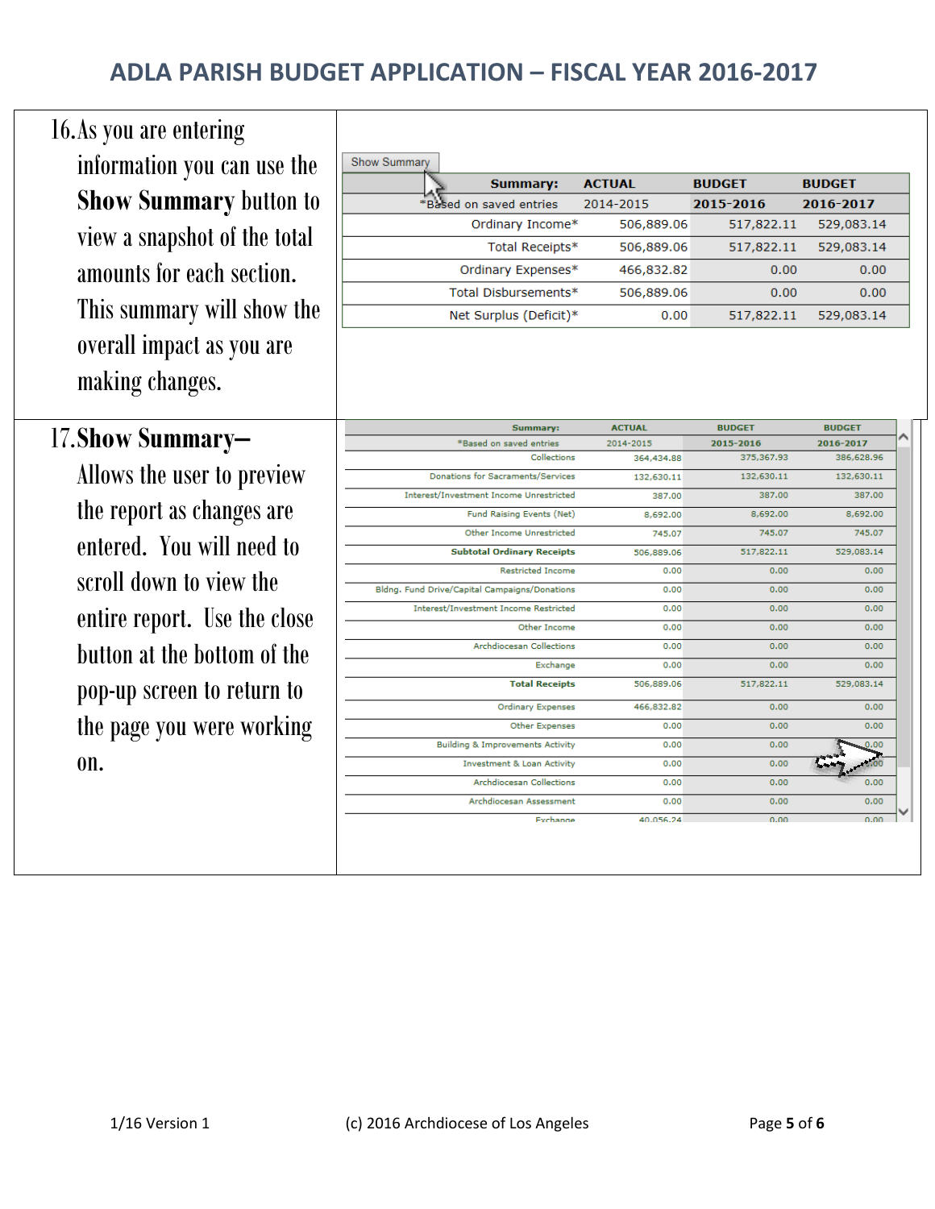16. As you are entering information you can use the **Show Summary** button to view a snapshot of the total amounts for each section. This summary will show the overall impact as you are making changes.

Show Summary

| Summary: *Based on saved entries | ACTUAL 2014-2015 | BUDGET 2015-2016 | BUDGET 2016-2017 |
|---|---|---|---|
| Ordinary Income* | 506,889.06 | 517,822.11 | 529,083.14 |
| Total Receipts* | 506,889.06 | 517,822.11 | 529,083.14 |
| Ordinary Expenses* | 466,832.82 | 0.00 | 0.00 |
| Total Disbursements* | 506,889.06 | 0.00 | 0.00 |
| Net Surplus (Deficit)* | 0.00 | 517,822.11 | 529,083.14 |

17. **Show Summary–** Allows the user to preview the report as changes are entered. You will need to scroll down to view the entire report. Use the close button at the bottom of the pop-up screen to return to the page you were working on.

| Summary: *Based on saved entries | ACTUAL 2014-2015 | BUDGET 2015-2016 | BUDGET 2016-2017 |
|---|---|---|---|
| Collections | 364,434.88 | 375,367.93 | 386,628.96 |
| Donations for Sacraments/Services | 132,630.11 | 132,630.11 | 132,630.11 |
| Interest/Investment Income Unrestricted | 387.00 | 387.00 | 387.00 |
| Fund Raising Events (Net) | 8,692.00 | 8,692.00 | 8,692.00 |
| Other Income Unrestricted | 745.07 | 745.07 | 745.07 |
| **Subtotal Ordinary Receipts** | 506,889.06 | 517,822.11 | 529,083.14 |
| Restricted Income | 0.00 | 0.00 | 0.00 |
| Bldng. Fund Drive/Capital Campaigns/Donations | 0.00 | 0.00 | 0.00 |
| Interest/Investment Income Restricted | 0.00 | 0.00 | 0.00 |
| Other Income | 0.00 | 0.00 | 0.00 |
| Archdiocesan Collections | 0.00 | 0.00 | 0.00 |
| Exchange | 0.00 | 0.00 | 0.00 |
| **Total Receipts** | 506,889.06 | 517,822.11 | 529,083.14 |
| Ordinary Expenses | 466,832.82 | 0.00 | 0.00 |
| Other Expenses | 0.00 | 0.00 | 0.00 |
| Building & Improvements Activity | 0.00 | 0.00 | 0.00 |
| Investment & Loan Activity | 0.00 | 0.00 | 0.00 |
| Archdiocesan Collections | 0.00 | 0.00 | 0.00 |
| Archdiocesan Assessment | 0.00 | 0.00 | 0.00 |
| Exchange | 40,056.24 | 0.00 | 0.00 |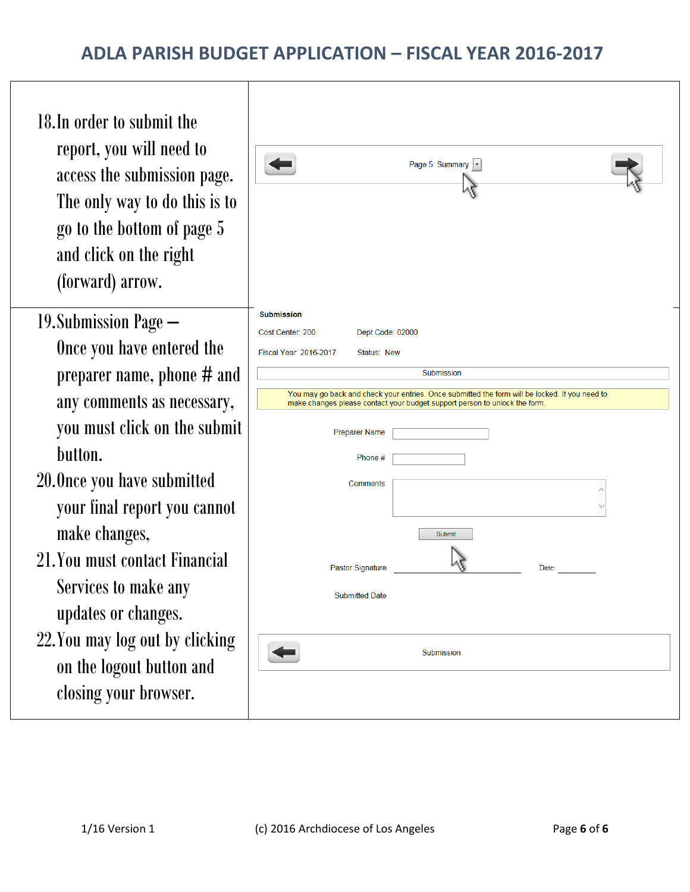# ADLA PARISH BUDGET APPLICATION – FISCAL YEAR 2016-2017

18. In order to submit the report, you will need to access the submission page. The only way to do this is to go to the bottom of page 5 and click on the right (forward) arrow.

Page 5: Summary

19. Submission Page – Once you have entered the preparer name, phone # and any comments as necessary, you must click on the submit button.
20. Once you have submitted your final report you cannot make changes,
21. You must contact Financial Services to make any updates or changes.
22. You may log out by clicking on the logout button and closing your browser.

**Submission**

Cost Center: 200 Dept Code: 02000

Fiscal Year: 2016-2017 Status: New

Submission

You may go back and check your entries. Once submitted the form will be locked. If you need to make changes please contact your budget support person to unlock the form.

Preparer Name

Phone #

Comments

Submit

Pastor Signature Date:

Submitted Date

Submission